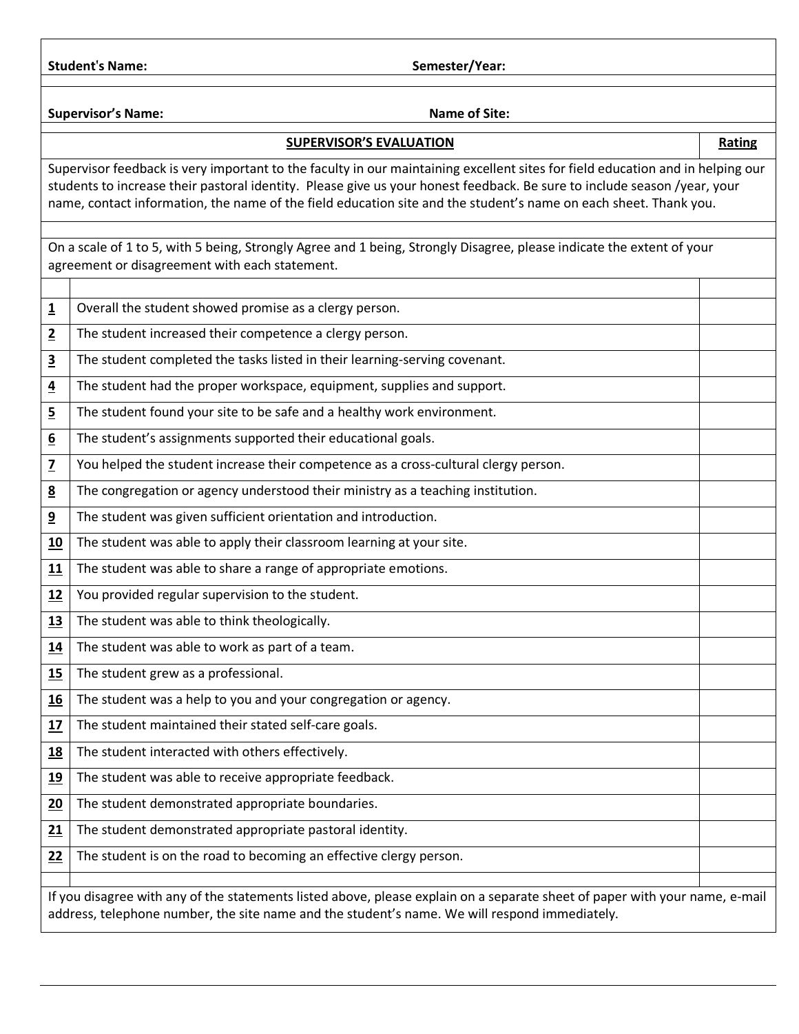**Student's Name:** **Semester/Year:**

**Supervisor's Name:** **Name of Site:**

**SUPERVISOR'S EVALUATION**

Supervisor feedback is very important to the faculty in our maintaining excellent sites for field education and in helping our students to increase their pastoral identity. Please give us your honest feedback. Be sure to include season /year, your name, contact information, the name of the field education site and the student's name on each sheet. Thank you.

On a scale of 1 to 5, with 5 being, Strongly Agree and 1 being, Strongly Disagree, please indicate the extent of your agreement or disagreement with each statement.

| | | Rating |
|---|---|---|
| 1 | Overall the student showed promise as a clergy person. | |
| 2 | The student increased their competence a clergy person. | |
| 3 | The student completed the tasks listed in their learning-serving covenant. | |
| 4 | The student had the proper workspace, equipment, supplies and support. | |
| 5 | The student found your site to be safe and a healthy work environment. | |
| 6 | The student's assignments supported their educational goals. | |
| 7 | You helped the student increase their competence as a cross-cultural clergy person. | |
| 8 | The congregation or agency understood their ministry as a teaching institution. | |
| 9 | The student was given sufficient orientation and introduction. | |
| 10 | The student was able to apply their classroom learning at your site. | |
| 11 | The student was able to share a range of appropriate emotions. | |
| 12 | You provided regular supervision to the student. | |
| 13 | The student was able to think theologically. | |
| 14 | The student was able to work as part of a team. | |
| 15 | The student grew as a professional. | |
| 16 | The student was a help to you and your congregation or agency. | |
| 17 | The student maintained their stated self-care goals. | |
| 18 | The student interacted with others effectively. | |
| 19 | The student was able to receive appropriate feedback. | |
| 20 | The student demonstrated appropriate boundaries. | |
| 21 | The student demonstrated appropriate pastoral identity. | |
| 22 | The student is on the road to becoming an effective clergy person. | |

If you disagree with any of the statements listed above, please explain on a separate sheet of paper with your name, e-mail address, telephone number, the site name and the student's name. We will respond immediately.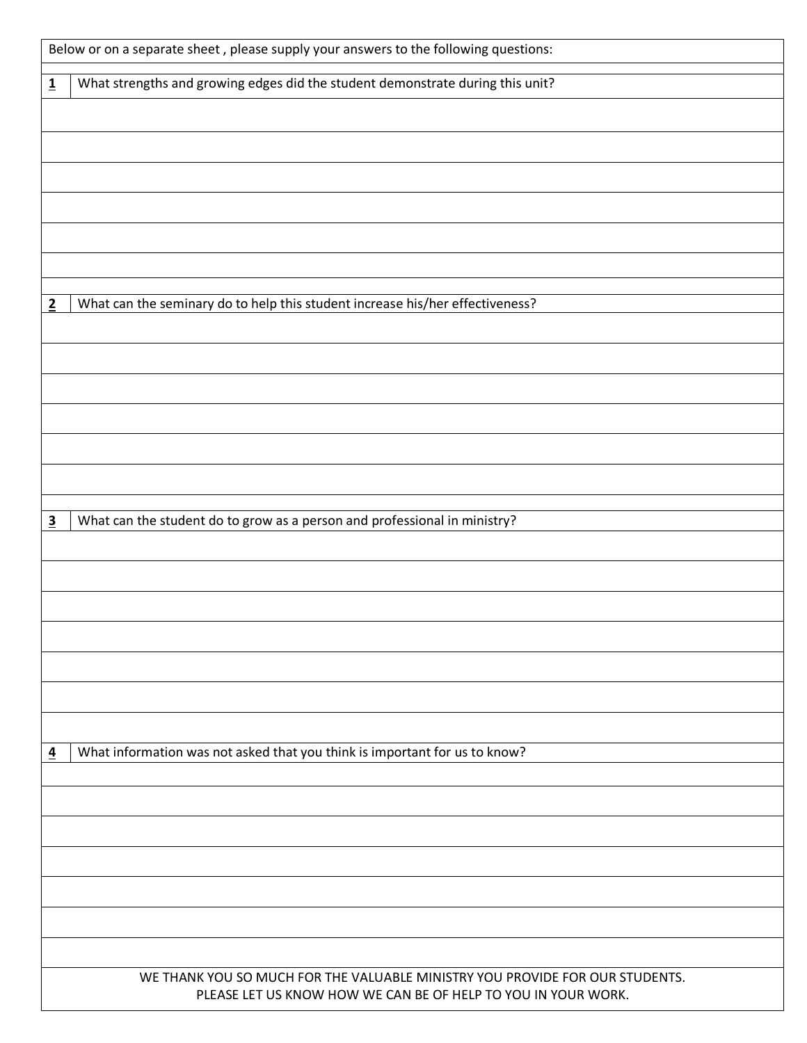Below or on a separate sheet , please supply your answers to the following questions:

**1** What strengths and growing edges did the student demonstrate during this unit?

**2** What can the seminary do to help this student increase his/her effectiveness?

**3** What can the student do to grow as a person and professional in ministry?

**4** What information was not asked that you think is important for us to know?

WE THANK YOU SO MUCH FOR THE VALUABLE MINISTRY YOU PROVIDE FOR OUR STUDENTS.
PLEASE LET US KNOW HOW WE CAN BE OF HELP TO YOU IN YOUR WORK.